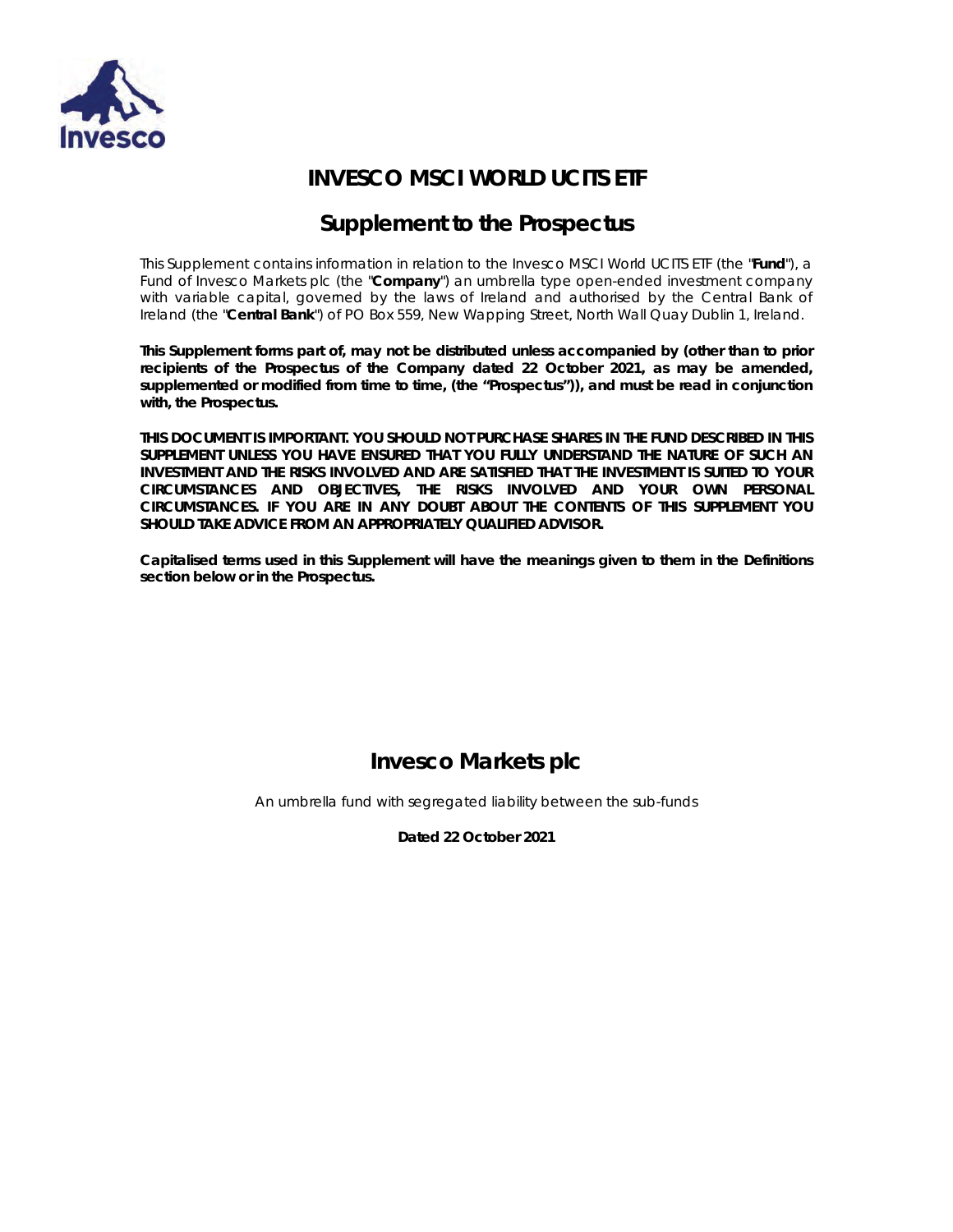# INVESCO MSCI WORLD UCITS ETF

## Supplement to the Prospectus

This Supplement contains information in relation to the Invesco MSCI World UCITS ETF (the "**Fund**"), a Fund of Invesco Markets plc (the "**Company**") an umbrella type open-ended investment company with variable capital, governed by the laws of Ireland and authorised by the Central Bank of Ireland (the "**Central Bank**") of PO Box 559, New Wapping Street, North Wall Quay Dublin 1, Ireland.

**This Supplement forms part of, may not be distributed unless accompanied by (other than to prior recipients of the Prospectus of the Company dated 22 October 2021, as may be amended, supplemented or modified from time to time, (the "Prospectus")), and must be read in conjunction with, the Prospectus.**

**THIS DOCUMENT IS IMPORTANT. YOU SHOULD NOT PURCHASE SHARES IN THE FUND DESCRIBED IN THIS SUPPLEMENT UNLESS YOU HAVE ENSURED THAT YOU FULLY UNDERSTAND THE NATURE OF SUCH AN INVESTMENT AND THE RISKS INVOLVED AND ARE SATISFIED THAT THE INVESTMENT IS SUITED TO YOUR CIRCUMSTANCES AND OBJECTIVES, THE RISKS INVOLVED AND YOUR OWN PERSONAL CIRCUMSTANCES. IF YOU ARE IN ANY DOUBT ABOUT THE CONTENTS OF THIS SUPPLEMENT YOU SHOULD TAKE ADVICE FROM AN APPROPRIATELY QUALIFIED ADVISOR.**

**Capitalised terms used in this Supplement will have the meanings given to them in the Definitions section below or in the Prospectus.**

## Invesco Markets plc

*An umbrella fund with segregated liability between the sub-funds*

**Dated 22 October 2021**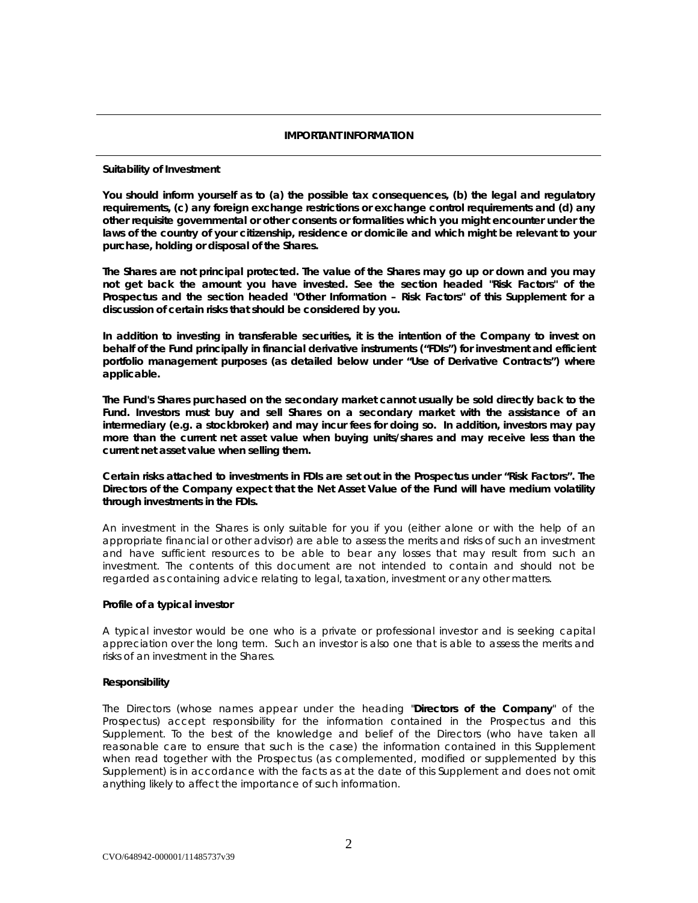## IMPORTANT INFORMATION

**Suitability of Investment**

**You should inform yourself as to (a) the possible tax consequences, (b) the legal and regulatory requirements, (c) any foreign exchange restrictions or exchange control requirements and (d) any other requisite governmental or other consents or formalities which you might encounter under the laws of the country of your citizenship, residence or domicile and which might be relevant to your purchase, holding or disposal of the Shares.**

**The Shares are not principal protected. The value of the Shares may go up or down and you may not get back the amount you have invested. See the section headed "Risk Factors" of the Prospectus and the section headed "Other Information – Risk Factors" of this Supplement for a discussion of certain risks that should be considered by you.**

**In addition to investing in transferable securities, it is the intention of the Company to invest on behalf of the Fund principally in financial derivative instruments ("FDIs") for investment and efficient portfolio management purposes (as detailed below under "Use of Derivative Contracts") where applicable.**

**The Fund's Shares purchased on the secondary market cannot usually be sold directly back to the Fund. Investors must buy and sell Shares on a secondary market with the assistance of an intermediary (e.g. a stockbroker) and may incur fees for doing so. In addition, investors may pay more than the current net asset value when buying units/shares and may receive less than the current net asset value when selling them.**

**Certain risks attached to investments in FDIs are set out in the Prospectus under "Risk Factors". The Directors of the Company expect that the Net Asset Value of the Fund will have medium volatility through investments in the FDIs.**

An investment in the Shares is only suitable for you if you (either alone or with the help of an appropriate financial or other advisor) are able to assess the merits and risks of such an investment and have sufficient resources to be able to bear any losses that may result from such an investment. The contents of this document are not intended to contain and should not be regarded as containing advice relating to legal, taxation, investment or any other matters.

**Profile of a typical investor**

A typical investor would be one who is a private or professional investor and is seeking capital appreciation over the long term. Such an investor is also one that is able to assess the merits and risks of an investment in the Shares.

**Responsibility**

The Directors (whose names appear under the heading "**Directors of the Company**" of the Prospectus) accept responsibility for the information contained in the Prospectus and this Supplement. To the best of the knowledge and belief of the Directors (who have taken all reasonable care to ensure that such is the case) the information contained in this Supplement when read together with the Prospectus (as complemented, modified or supplemented by this Supplement) is in accordance with the facts as at the date of this Supplement and does not omit anything likely to affect the importance of such information.

CVO/648942-000001/11485737v39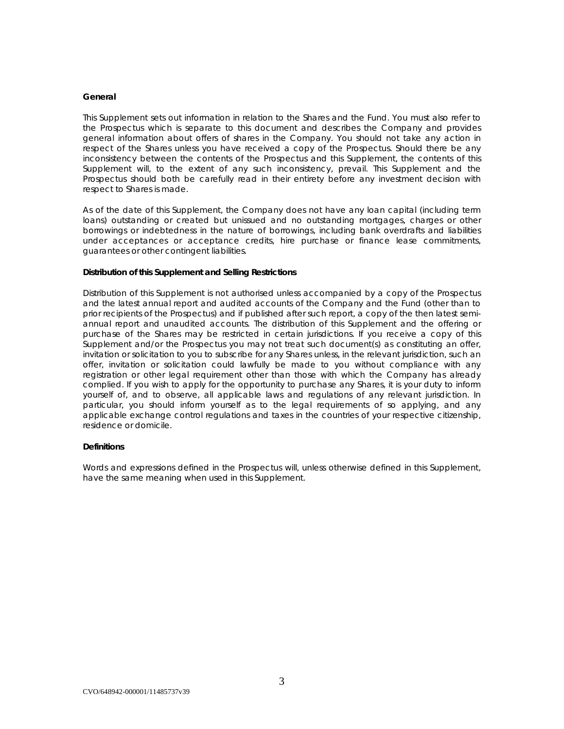**General**

This Supplement sets out information in relation to the Shares and the Fund. You must also refer to the Prospectus which is separate to this document and describes the Company and provides general information about offers of shares in the Company. You should not take any action in respect of the Shares unless you have received a copy of the Prospectus. Should there be any inconsistency between the contents of the Prospectus and this Supplement, the contents of this Supplement will, to the extent of any such inconsistency, prevail. This Supplement and the Prospectus should both be carefully read in their entirety before any investment decision with respect to Shares is made.

As of the date of this Supplement, the Company does not have any loan capital (including term loans) outstanding or created but unissued and no outstanding mortgages, charges or other borrowings or indebtedness in the nature of borrowings, including bank overdrafts and liabilities under acceptances or acceptance credits, hire purchase or finance lease commitments, guarantees or other contingent liabilities.

**Distribution of this Supplement and Selling Restrictions**

Distribution of this Supplement is not authorised unless accompanied by a copy of the Prospectus and the latest annual report and audited accounts of the Company and the Fund (other than to prior recipients of the Prospectus) and if published after such report, a copy of the then latest semi-annual report and unaudited accounts. The distribution of this Supplement and the offering or purchase of the Shares may be restricted in certain jurisdictions. If you receive a copy of this Supplement and/or the Prospectus you may not treat such document(s) as constituting an offer, invitation or solicitation to you to subscribe for any Shares unless, in the relevant jurisdiction, such an offer, invitation or solicitation could lawfully be made to you without compliance with any registration or other legal requirement other than those with which the Company has already complied. If you wish to apply for the opportunity to purchase any Shares, it is your duty to inform yourself of, and to observe, all applicable laws and regulations of any relevant jurisdiction. In particular, you should inform yourself as to the legal requirements of so applying, and any applicable exchange control regulations and taxes in the countries of your respective citizenship, residence or domicile.

**Definitions**

Words and expressions defined in the Prospectus will, unless otherwise defined in this Supplement, have the same meaning when used in this Supplement.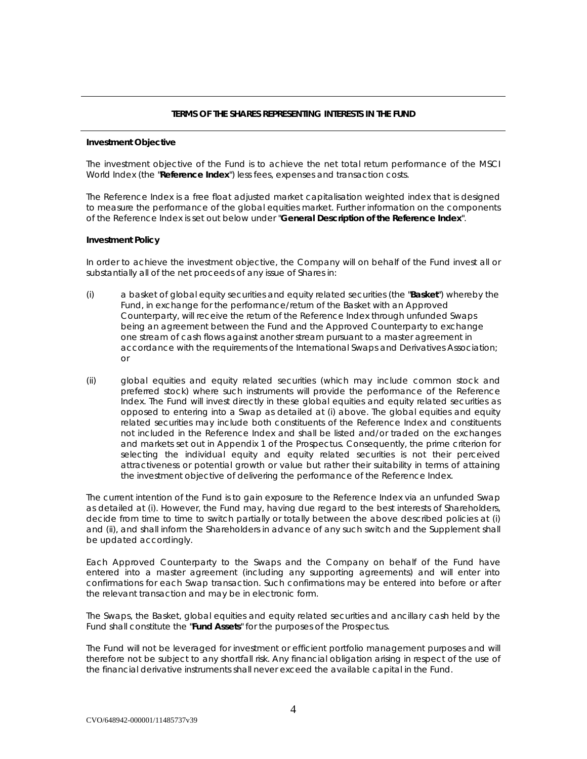## TERMS OF THE SHARES REPRESENTING INTERESTS IN THE FUND

### Investment Objective

The investment objective of the Fund is to achieve the net total return performance of the MSCI World Index (the "**Reference Index**") less fees, expenses and transaction costs.

The Reference Index is a free float adjusted market capitalisation weighted index that is designed to measure the performance of the global equities market. Further information on the components of the Reference Index is set out below under "**General Description of the Reference Index**".

### Investment Policy

In order to achieve the investment objective, the Company will on behalf of the Fund invest all or substantially all of the net proceeds of any issue of Shares in:

(i) a basket of global equity securities and equity related securities (the "**Basket**") whereby the Fund, in exchange for the performance/return of the Basket with an Approved Counterparty, will receive the return of the Reference Index through unfunded Swaps being an agreement between the Fund and the Approved Counterparty to exchange one stream of cash flows against another stream pursuant to a master agreement in accordance with the requirements of the International Swaps and Derivatives Association; or

(ii) global equities and equity related securities (which may include common stock and preferred stock) where such instruments will provide the performance of the Reference Index. The Fund will invest directly in these global equities and equity related securities as opposed to entering into a Swap as detailed at (i) above. The global equities and equity related securities may include both constituents of the Reference Index and constituents not included in the Reference Index and shall be listed and/or traded on the exchanges and markets set out in Appendix 1 of the Prospectus. Consequently, the prime criterion for selecting the individual equity and equity related securities is not their perceived attractiveness or potential growth or value but rather their suitability in terms of attaining the investment objective of delivering the performance of the Reference Index.

The current intention of the Fund is to gain exposure to the Reference Index via an unfunded Swap as detailed at (i). However, the Fund may, having due regard to the best interests of Shareholders, decide from time to time to switch partially or totally between the above described policies at (i) and (ii), and shall inform the Shareholders in advance of any such switch and the Supplement shall be updated accordingly.

Each Approved Counterparty to the Swaps and the Company on behalf of the Fund have entered into a master agreement (including any supporting agreements) and will enter into confirmations for each Swap transaction. Such confirmations may be entered into before or after the relevant transaction and may be in electronic form.

The Swaps, the Basket, global equities and equity related securities and ancillary cash held by the Fund shall constitute the "**Fund Assets**" for the purposes of the Prospectus.

The Fund will not be leveraged for investment or efficient portfolio management purposes and will therefore not be subject to any shortfall risk. Any financial obligation arising in respect of the use of the financial derivative instruments shall never exceed the available capital in the Fund.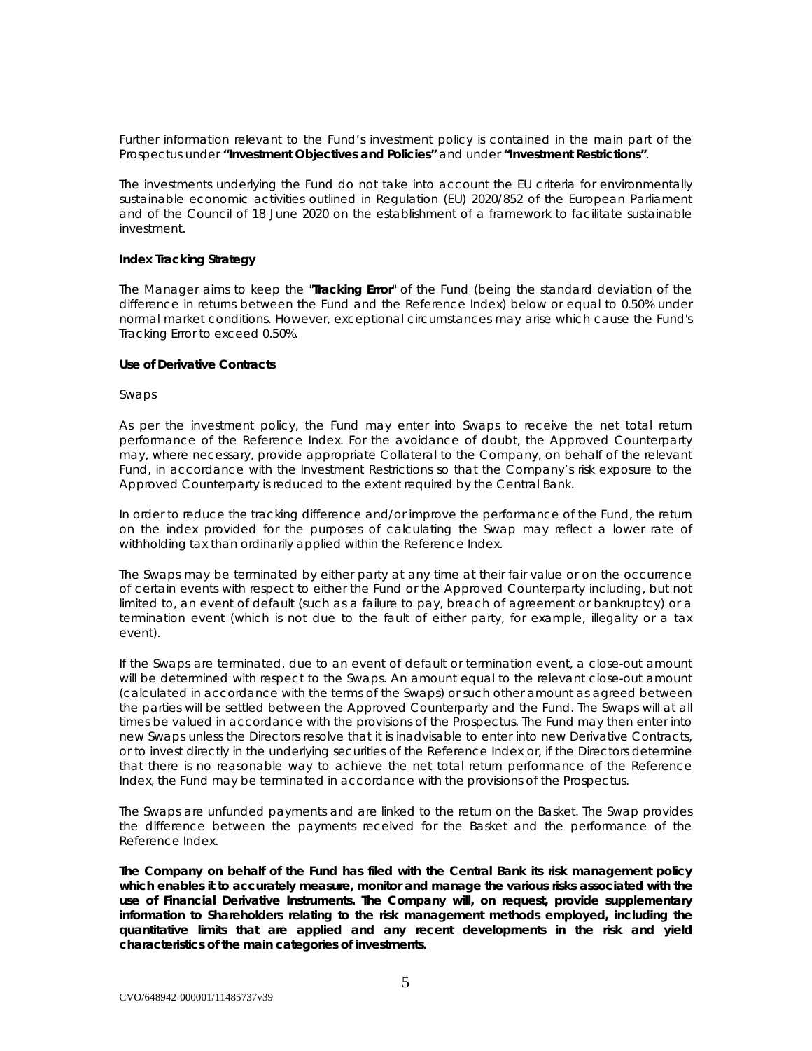Further information relevant to the Fund's investment policy is contained in the main part of the Prospectus under **"Investment Objectives and Policies"** and under **"Investment Restrictions"**.

The investments underlying the Fund do not take into account the EU criteria for environmentally sustainable economic activities outlined in Regulation (EU) 2020/852 of the European Parliament and of the Council of 18 June 2020 on the establishment of a framework to facilitate sustainable investment.

**Index Tracking Strategy**

The Manager aims to keep the "**Tracking Error**" of the Fund (being the standard deviation of the difference in returns between the Fund and the Reference Index) below or equal to 0.50% under normal market conditions. However, exceptional circumstances may arise which cause the Fund's Tracking Error to exceed 0.50%.

**Use of Derivative Contracts**

*Swaps*

As per the investment policy, the Fund may enter into Swaps to receive the net total return performance of the Reference Index. For the avoidance of doubt, the Approved Counterparty may, where necessary, provide appropriate Collateral to the Company, on behalf of the relevant Fund, in accordance with the Investment Restrictions so that the Company's risk exposure to the Approved Counterparty is reduced to the extent required by the Central Bank.

In order to reduce the tracking difference and/or improve the performance of the Fund, the return on the index provided for the purposes of calculating the Swap may reflect a lower rate of withholding tax than ordinarily applied within the Reference Index.

The Swaps may be terminated by either party at any time at their fair value or on the occurrence of certain events with respect to either the Fund or the Approved Counterparty including, but not limited to, an event of default (such as a failure to pay, breach of agreement or bankruptcy) or a termination event (which is not due to the fault of either party, for example, illegality or a tax event).

If the Swaps are terminated, due to an event of default or termination event, a close-out amount will be determined with respect to the Swaps. An amount equal to the relevant close-out amount (calculated in accordance with the terms of the Swaps) or such other amount as agreed between the parties will be settled between the Approved Counterparty and the Fund. The Swaps will at all times be valued in accordance with the provisions of the Prospectus. The Fund may then enter into new Swaps unless the Directors resolve that it is inadvisable to enter into new Derivative Contracts, or to invest directly in the underlying securities of the Reference Index or, if the Directors determine that there is no reasonable way to achieve the net total return performance of the Reference Index, the Fund may be terminated in accordance with the provisions of the Prospectus.

The Swaps are unfunded payments and are linked to the return on the Basket. The Swap provides the difference between the payments received for the Basket and the performance of the Reference Index.

**The Company on behalf of the Fund has filed with the Central Bank its risk management policy which enables it to accurately measure, monitor and manage the various risks associated with the use of Financial Derivative Instruments. The Company will, on request, provide supplementary information to Shareholders relating to the risk management methods employed, including the quantitative limits that are applied and any recent developments in the risk and yield characteristics of the main categories of investments.**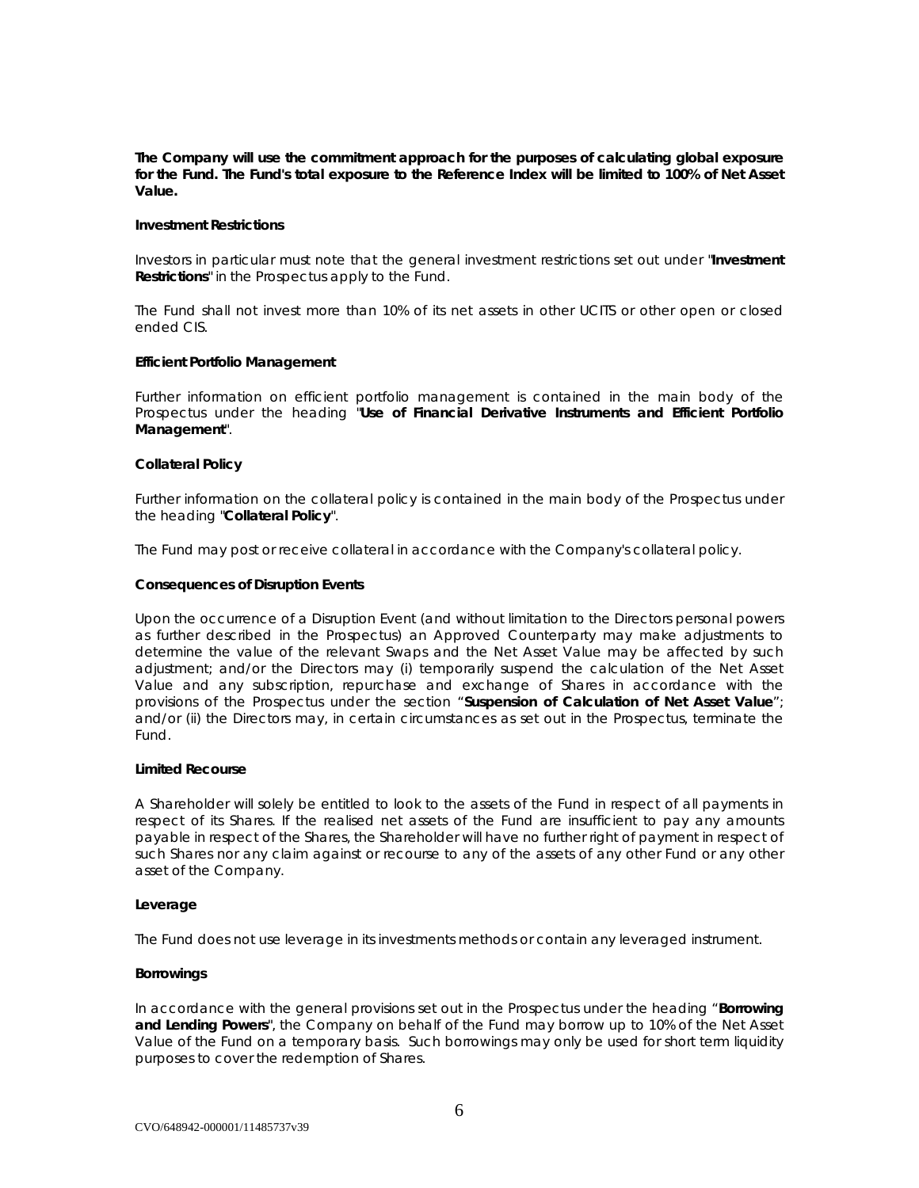**The Company will use the commitment approach for the purposes of calculating global exposure for the Fund. The Fund's total exposure to the Reference Index will be limited to 100% of Net Asset Value.**

**Investment Restrictions**

Investors in particular must note that the general investment restrictions set out under "**Investment Restrictions**" in the Prospectus apply to the Fund.

The Fund shall not invest more than 10% of its net assets in other UCITS or other open or closed ended CIS.

**Efficient Portfolio Management**

Further information on efficient portfolio management is contained in the main body of the Prospectus under the heading "**Use of Financial Derivative Instruments and Efficient Portfolio Management**".

**Collateral Policy**

Further information on the collateral policy is contained in the main body of the Prospectus under the heading "**Collateral Policy**".

The Fund may post or receive collateral in accordance with the Company's collateral policy.

**Consequences of Disruption Events**

Upon the occurrence of a Disruption Event (and without limitation to the Directors personal powers as further described in the Prospectus) an Approved Counterparty may make adjustments to determine the value of the relevant Swaps and the Net Asset Value may be affected by such adjustment; and/or the Directors may (i) temporarily suspend the calculation of the Net Asset Value and any subscription, repurchase and exchange of Shares in accordance with the provisions of the Prospectus under the section "**Suspension of Calculation of Net Asset Value**"; and/or (ii) the Directors may, in certain circumstances as set out in the Prospectus, terminate the Fund.

**Limited Recourse**

A Shareholder will solely be entitled to look to the assets of the Fund in respect of all payments in respect of its Shares. If the realised net assets of the Fund are insufficient to pay any amounts payable in respect of the Shares, the Shareholder will have no further right of payment in respect of such Shares nor any claim against or recourse to any of the assets of any other Fund or any other asset of the Company.

**Leverage**

The Fund does not use leverage in its investments methods or contain any leveraged instrument.

**Borrowings**

In accordance with the general provisions set out in the Prospectus under the heading "**Borrowing and Lending Powers**", the Company on behalf of the Fund may borrow up to 10% of the Net Asset Value of the Fund on a temporary basis. Such borrowings may only be used for short term liquidity purposes to cover the redemption of Shares.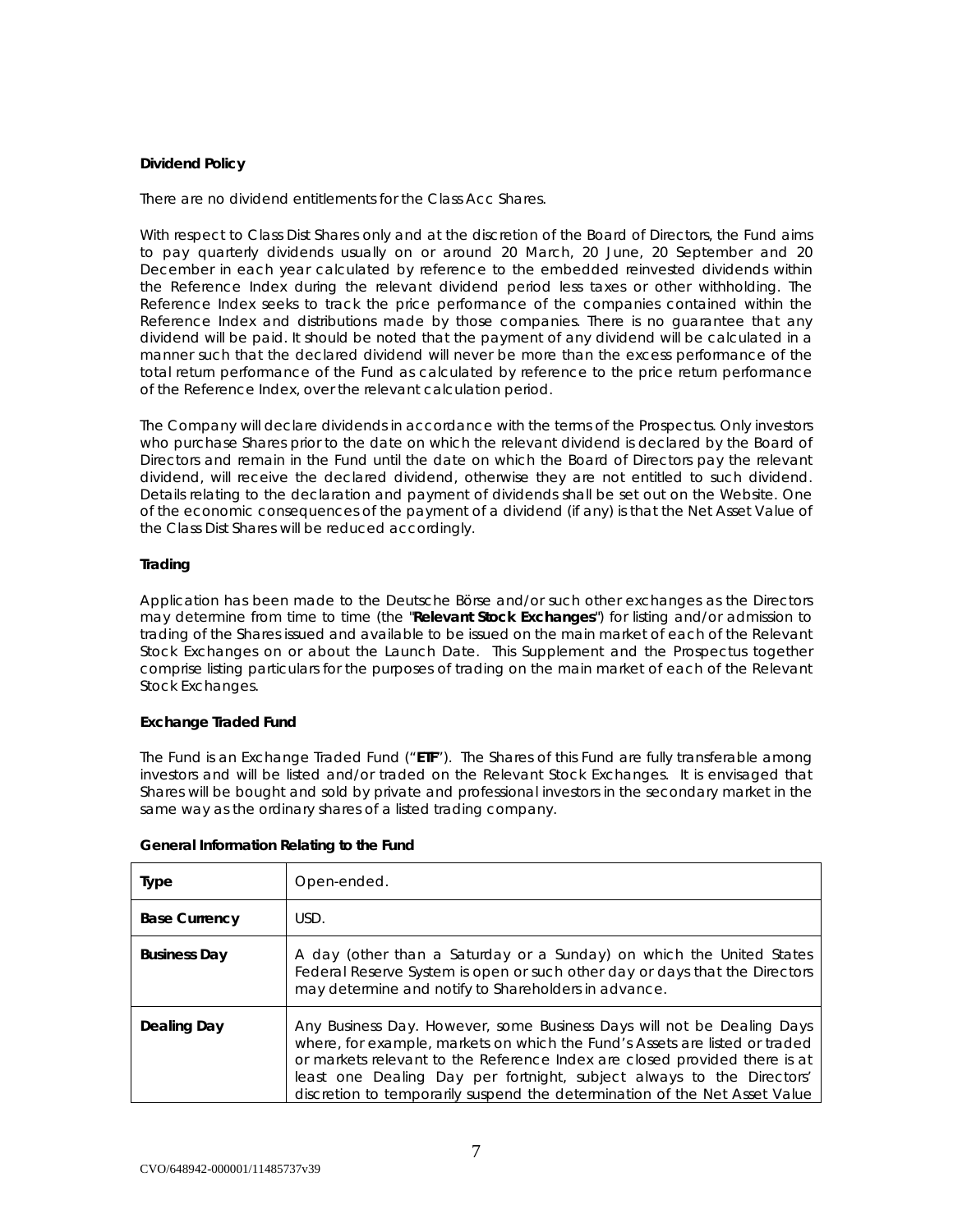**Dividend Policy**

There are no dividend entitlements for the Class Acc Shares.

With respect to Class Dist Shares only and at the discretion of the Board of Directors, the Fund aims to pay quarterly dividends usually on or around 20 March, 20 June, 20 September and 20 December in each year calculated by reference to the embedded reinvested dividends within the Reference Index during the relevant dividend period less taxes or other withholding. The Reference Index seeks to track the price performance of the companies contained within the Reference Index and distributions made by those companies. There is no guarantee that any dividend will be paid. It should be noted that the payment of any dividend will be calculated in a manner such that the declared dividend will never be more than the excess performance of the total return performance of the Fund as calculated by reference to the price return performance of the Reference Index, over the relevant calculation period.

The Company will declare dividends in accordance with the terms of the Prospectus. Only investors who purchase Shares prior to the date on which the relevant dividend is declared by the Board of Directors and remain in the Fund until the date on which the Board of Directors pay the relevant dividend, will receive the declared dividend, otherwise they are not entitled to such dividend. Details relating to the declaration and payment of dividends shall be set out on the Website. One of the economic consequences of the payment of a dividend (if any) is that the Net Asset Value of the Class Dist Shares will be reduced accordingly.

**Trading**

Application has been made to the Deutsche Börse and/or such other exchanges as the Directors may determine from time to time (the "**Relevant Stock Exchanges**") for listing and/or admission to trading of the Shares issued and available to be issued on the main market of each of the Relevant Stock Exchanges on or about the Launch Date. This Supplement and the Prospectus together comprise listing particulars for the purposes of trading on the main market of each of the Relevant Stock Exchanges.

**Exchange Traded Fund**

The Fund is an Exchange Traded Fund ("**ETF**"). The Shares of this Fund are fully transferable among investors and will be listed and/or traded on the Relevant Stock Exchanges. It is envisaged that Shares will be bought and sold by private and professional investors in the secondary market in the same way as the ordinary shares of a listed trading company.

**General Information Relating to the Fund**

| **Type** | Open-ended. |
|---|---|
| **Base Currency** | USD. |
| **Business Day** | A day (other than a Saturday or a Sunday) on which the United States Federal Reserve System is open or such other day or days that the Directors may determine and notify to Shareholders in advance. |
| **Dealing Day** | Any Business Day. However, some Business Days will not be Dealing Days where, for example, markets on which the Fund's Assets are listed or traded or markets relevant to the Reference Index are closed provided there is at least one Dealing Day per fortnight, subject always to the Directors' discretion to temporarily suspend the determination of the Net Asset Value |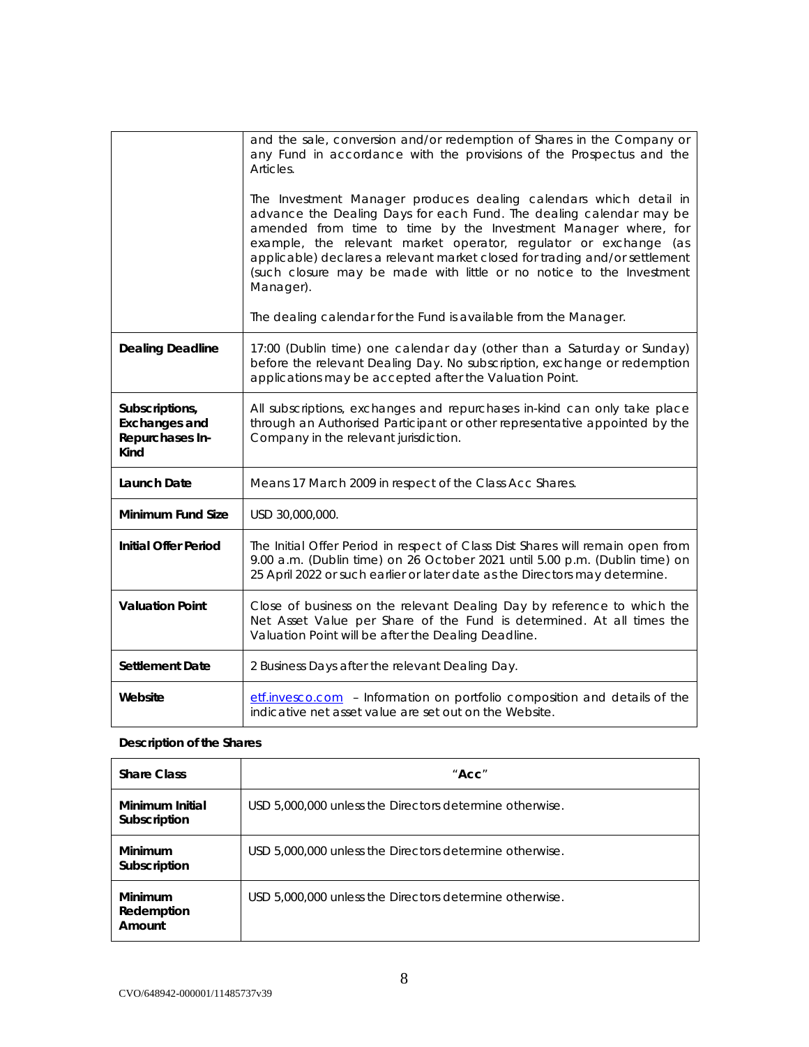| | |
|---|---|
| | and the sale, conversion and/or redemption of Shares in the Company or any Fund in accordance with the provisions of the Prospectus and the Articles.<br><br>The Investment Manager produces dealing calendars which detail in advance the Dealing Days for each Fund. The dealing calendar may be amended from time to time by the Investment Manager where, for example, the relevant market operator, regulator or exchange (as applicable) declares a relevant market closed for trading and/or settlement (such closure may be made with little or no notice to the Investment Manager).<br><br>The dealing calendar for the Fund is available from the Manager. |
| **Dealing Deadline** | 17:00 (Dublin time) one calendar day (other than a Saturday or Sunday) before the relevant Dealing Day. No subscription, exchange or redemption applications may be accepted after the Valuation Point. |
| **Subscriptions, Exchanges and Repurchases In-Kind** | All subscriptions, exchanges and repurchases in-kind can only take place through an Authorised Participant or other representative appointed by the Company in the relevant jurisdiction. |
| **Launch Date** | Means 17 March 2009 in respect of the Class Acc Shares. |
| **Minimum Fund Size** | USD 30,000,000. |
| **Initial Offer Period** | The Initial Offer Period in respect of Class Dist Shares will remain open from 9.00 a.m. (Dublin time) on 26 October 2021 until 5.00 p.m. (Dublin time) on 25 April 2022 or such earlier or later date as the Directors may determine. |
| **Valuation Point** | Close of business on the relevant Dealing Day by reference to which the Net Asset Value per Share of the Fund is determined. At all times the Valuation Point will be after the Dealing Deadline. |
| **Settlement Date** | 2 Business Days after the relevant Dealing Day. |
| **Website** | etf.invesco.com – Information on portfolio composition and details of the indicative net asset value are set out on the Website. |

**Description of the Shares**

| **Share Class** | **"Acc"** |
|---|---|
| **Minimum Initial Subscription** | USD 5,000,000 unless the Directors determine otherwise. |
| **Minimum Subscription** | USD 5,000,000 unless the Directors determine otherwise. |
| **Minimum Redemption Amount** | USD 5,000,000 unless the Directors determine otherwise. |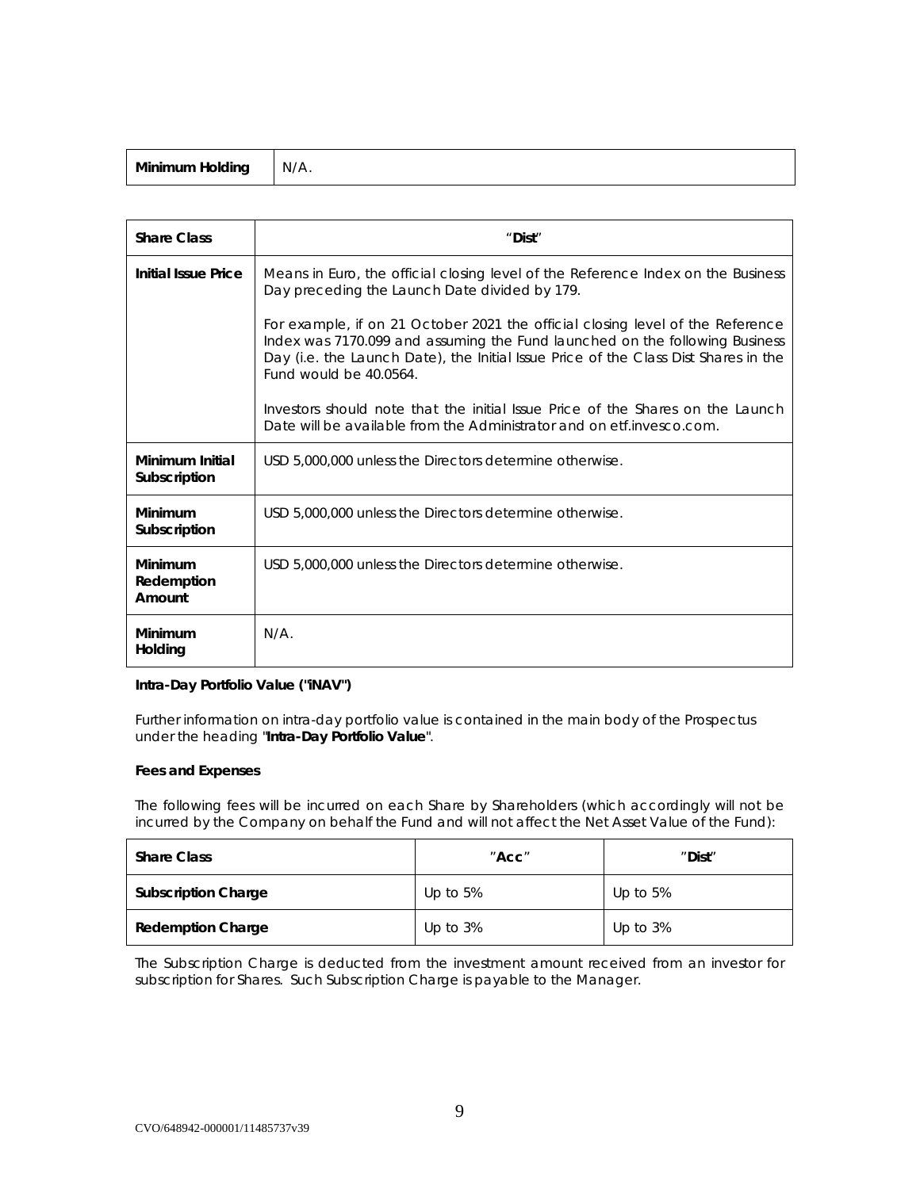| Minimum Holding | N/A. |
|---|---|

| Share Class | "**Dist**" |
|---|---|
| **Initial Issue Price** | Means in Euro, the official closing level of the Reference Index on the Business Day preceding the Launch Date divided by 179.<br><br>For example, if on 21 October 2021 the official closing level of the Reference Index was 7170.099 and assuming the Fund launched on the following Business Day (i.e. the Launch Date), the Initial Issue Price of the Class Dist Shares in the Fund would be 40.0564.<br><br>Investors should note that the initial Issue Price of the Shares on the Launch Date will be available from the Administrator and on etf.invesco.com. |
| **Minimum Initial Subscription** | USD 5,000,000 unless the Directors determine otherwise. |
| **Minimum Subscription** | USD 5,000,000 unless the Directors determine otherwise. |
| **Minimum Redemption Amount** | USD 5,000,000 unless the Directors determine otherwise. |
| **Minimum Holding** | N/A. |

**Intra-Day Portfolio Value ("iNAV")**

Further information on intra-day portfolio value is contained in the main body of the Prospectus under the heading "**Intra-Day Portfolio Value**".

**Fees and Expenses**

The following fees will be incurred on each Share by Shareholders (which accordingly will not be incurred by the Company on behalf the Fund and will not affect the Net Asset Value of the Fund):

| Share Class | "Acc" | "Dist" |
|---|---|---|
| **Subscription Charge** | Up to 5% | Up to 5% |
| **Redemption Charge** | Up to 3% | Up to 3% |

The Subscription Charge is deducted from the investment amount received from an investor for subscription for Shares. Such Subscription Charge is payable to the Manager.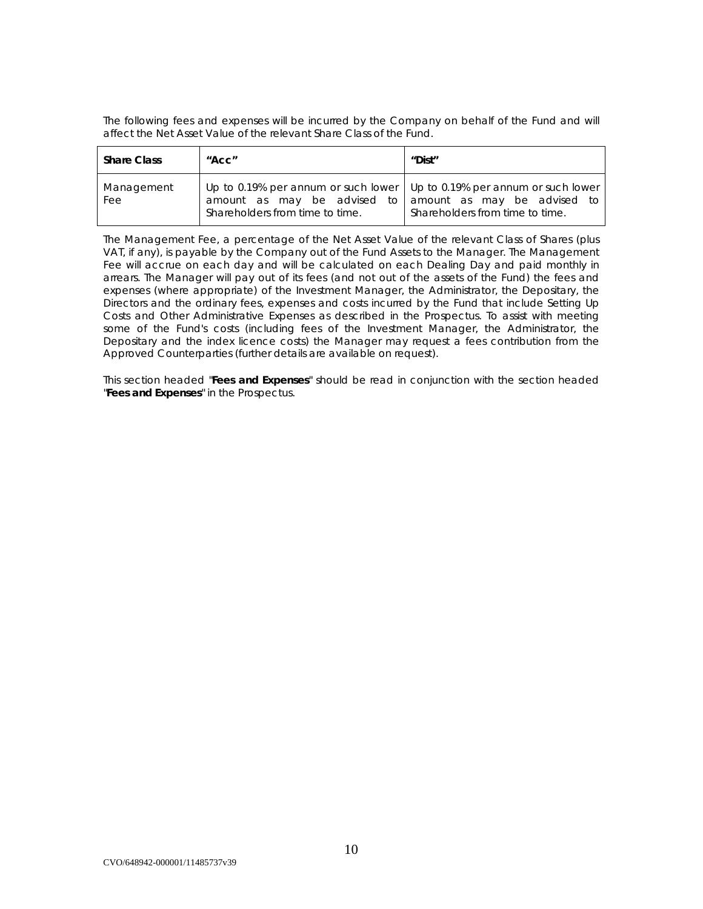The following fees and expenses will be incurred by the Company on behalf of the Fund and will affect the Net Asset Value of the relevant Share Class of the Fund.

| **Share Class** | **"Acc"** | **"Dist"** |
|---|---|---|
| Management Fee | Up to 0.19% per annum or such lower amount as may be advised to Shareholders from time to time. | Up to 0.19% per annum or such lower amount as may be advised to Shareholders from time to time. |

The Management Fee, a percentage of the Net Asset Value of the relevant Class of Shares (plus VAT, if any), is payable by the Company out of the Fund Assets to the Manager. The Management Fee will accrue on each day and will be calculated on each Dealing Day and paid monthly in arrears. The Manager will pay out of its fees (and not out of the assets of the Fund) the fees and expenses (where appropriate) of the Investment Manager, the Administrator, the Depositary, the Directors and the ordinary fees, expenses and costs incurred by the Fund that include Setting Up Costs and Other Administrative Expenses as described in the Prospectus. To assist with meeting some of the Fund's costs (including fees of the Investment Manager, the Administrator, the Depositary and the index licence costs) the Manager may request a fees contribution from the Approved Counterparties (further details are available on request).

This section headed "**Fees and Expenses**" should be read in conjunction with the section headed "**Fees and Expenses**" in the Prospectus.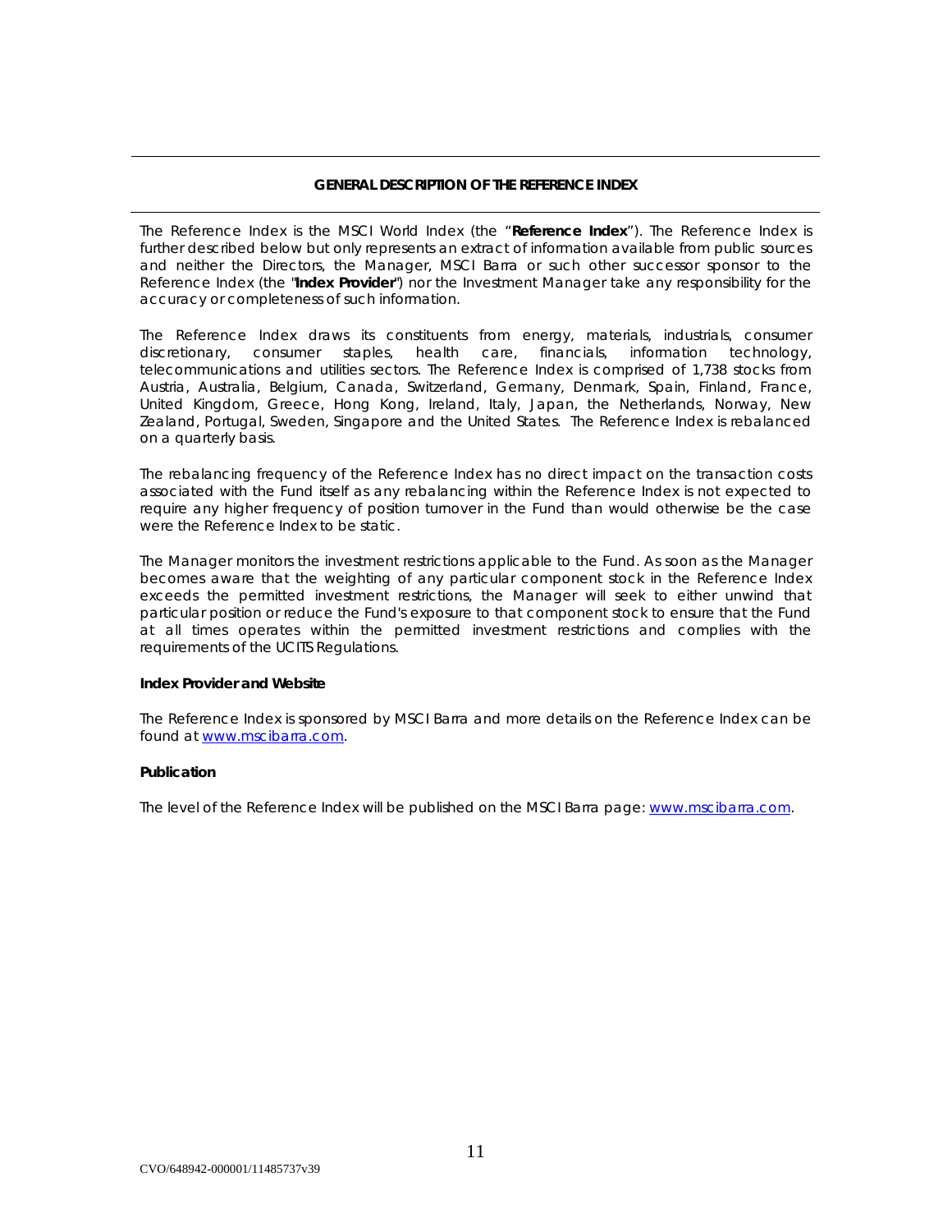## GENERAL DESCRIPTION OF THE REFERENCE INDEX

The Reference Index is the MSCI World Index (the "**Reference Index**"). The Reference Index is further described below but only represents an extract of information available from public sources and neither the Directors, the Manager, MSCI Barra or such other successor sponsor to the Reference Index (the "**Index Provider**") nor the Investment Manager take any responsibility for the accuracy or completeness of such information.

The Reference Index draws its constituents from energy, materials, industrials, consumer discretionary, consumer staples, health care, financials, information technology, telecommunications and utilities sectors. The Reference Index is comprised of 1,738 stocks from Austria, Australia, Belgium, Canada, Switzerland, Germany, Denmark, Spain, Finland, France, United Kingdom, Greece, Hong Kong, Ireland, Italy, Japan, the Netherlands, Norway, New Zealand, Portugal, Sweden, Singapore and the United States. The Reference Index is rebalanced on a quarterly basis.

The rebalancing frequency of the Reference Index has no direct impact on the transaction costs associated with the Fund itself as any rebalancing within the Reference Index is not expected to require any higher frequency of position turnover in the Fund than would otherwise be the case were the Reference Index to be static.

The Manager monitors the investment restrictions applicable to the Fund. As soon as the Manager becomes aware that the weighting of any particular component stock in the Reference Index exceeds the permitted investment restrictions, the Manager will seek to either unwind that particular position or reduce the Fund's exposure to that component stock to ensure that the Fund at all times operates within the permitted investment restrictions and complies with the requirements of the UCITS Regulations.

### Index Provider and Website

The Reference Index is sponsored by MSCI Barra and more details on the Reference Index can be found at www.mscibarra.com.

### Publication

The level of the Reference Index will be published on the MSCI Barra page: www.mscibarra.com.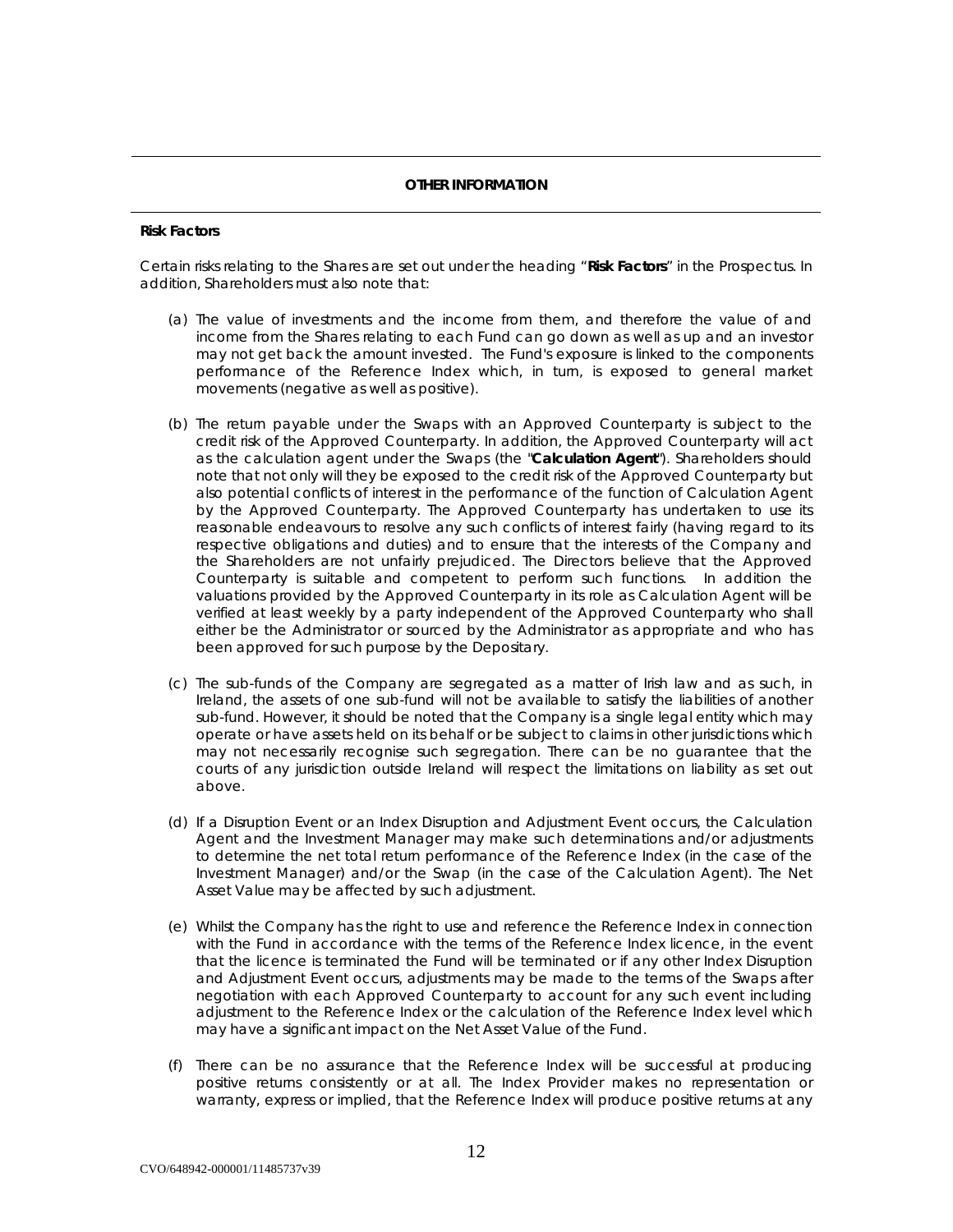## OTHER INFORMATION

**Risk Factors**

Certain risks relating to the Shares are set out under the heading "**Risk Factors**" in the Prospectus. In addition, Shareholders must also note that:

(a) The value of investments and the income from them, and therefore the value of and income from the Shares relating to each Fund can go down as well as up and an investor may not get back the amount invested. The Fund's exposure is linked to the components performance of the Reference Index which, in turn, is exposed to general market movements (negative as well as positive).

(b) The return payable under the Swaps with an Approved Counterparty is subject to the credit risk of the Approved Counterparty. In addition, the Approved Counterparty will act as the calculation agent under the Swaps (the "**Calculation Agent**"). Shareholders should note that not only will they be exposed to the credit risk of the Approved Counterparty but also potential conflicts of interest in the performance of the function of Calculation Agent by the Approved Counterparty. The Approved Counterparty has undertaken to use its reasonable endeavours to resolve any such conflicts of interest fairly (having regard to its respective obligations and duties) and to ensure that the interests of the Company and the Shareholders are not unfairly prejudiced. The Directors believe that the Approved Counterparty is suitable and competent to perform such functions. In addition the valuations provided by the Approved Counterparty in its role as Calculation Agent will be verified at least weekly by a party independent of the Approved Counterparty who shall either be the Administrator or sourced by the Administrator as appropriate and who has been approved for such purpose by the Depositary.

(c) The sub-funds of the Company are segregated as a matter of Irish law and as such, in Ireland, the assets of one sub-fund will not be available to satisfy the liabilities of another sub-fund. However, it should be noted that the Company is a single legal entity which may operate or have assets held on its behalf or be subject to claims in other jurisdictions which may not necessarily recognise such segregation. There can be no guarantee that the courts of any jurisdiction outside Ireland will respect the limitations on liability as set out above.

(d) If a Disruption Event or an Index Disruption and Adjustment Event occurs, the Calculation Agent and the Investment Manager may make such determinations and/or adjustments to determine the net total return performance of the Reference Index (in the case of the Investment Manager) and/or the Swap (in the case of the Calculation Agent). The Net Asset Value may be affected by such adjustment.

(e) Whilst the Company has the right to use and reference the Reference Index in connection with the Fund in accordance with the terms of the Reference Index licence, in the event that the licence is terminated the Fund will be terminated or if any other Index Disruption and Adjustment Event occurs, adjustments may be made to the terms of the Swaps after negotiation with each Approved Counterparty to account for any such event including adjustment to the Reference Index or the calculation of the Reference Index level which may have a significant impact on the Net Asset Value of the Fund.

(f) There can be no assurance that the Reference Index will be successful at producing positive returns consistently or at all. The Index Provider makes no representation or warranty, express or implied, that the Reference Index will produce positive returns at any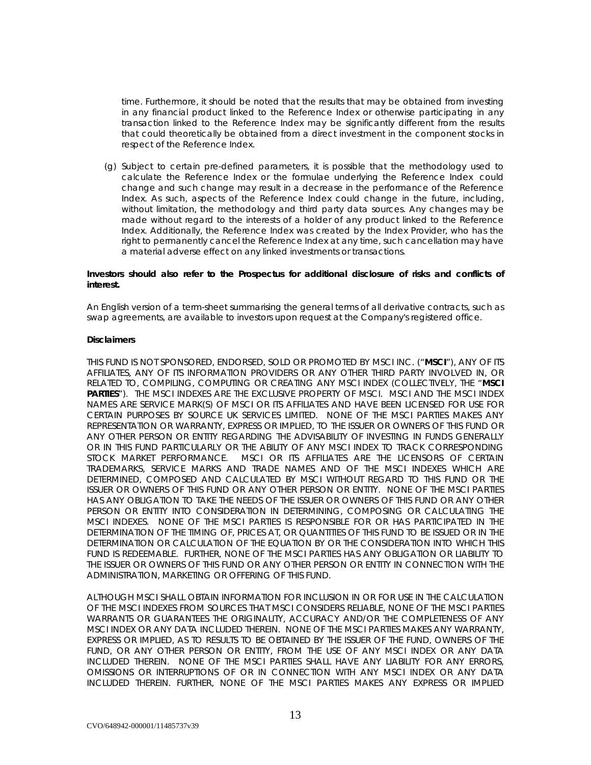time. Furthermore, it should be noted that the results that may be obtained from investing in any financial product linked to the Reference Index or otherwise participating in any transaction linked to the Reference Index may be significantly different from the results that could theoretically be obtained from a direct investment in the component stocks in respect of the Reference Index.

(g) Subject to certain pre-defined parameters, it is possible that the methodology used to calculate the Reference Index or the formulae underlying the Reference Index could change and such change may result in a decrease in the performance of the Reference Index. As such, aspects of the Reference Index could change in the future, including, without limitation, the methodology and third party data sources. Any changes may be made without regard to the interests of a holder of any product linked to the Reference Index. Additionally, the Reference Index was created by the Index Provider, who has the right to permanently cancel the Reference Index at any time, such cancellation may have a material adverse effect on any linked investments or transactions.

**Investors should also refer to the Prospectus for additional disclosure of risks and conflicts of interest.**

An English version of a term-sheet summarising the general terms of all derivative contracts, such as swap agreements, are available to investors upon request at the Company's registered office.

**Disclaimers**

THIS FUND IS NOT SPONSORED, ENDORSED, SOLD OR PROMOTED BY MSCI INC. ("**MSCI**"), ANY OF ITS AFFILIATES, ANY OF ITS INFORMATION PROVIDERS OR ANY OTHER THIRD PARTY INVOLVED IN, OR RELATED TO, COMPILING, COMPUTING OR CREATING ANY MSCI INDEX (COLLECTIVELY, THE "**MSCI PARTIES**"). THE MSCI INDEXES ARE THE EXCLUSIVE PROPERTY OF MSCI. MSCI AND THE MSCI INDEX NAMES ARE SERVICE MARK(S) OF MSCI OR ITS AFFILIATES AND HAVE BEEN LICENSED FOR USE FOR CERTAIN PURPOSES BY SOURCE UK SERVICES LIMITED. NONE OF THE MSCI PARTIES MAKES ANY REPRESENTATION OR WARRANTY, EXPRESS OR IMPLIED, TO THE ISSUER OR OWNERS OF THIS FUND OR ANY OTHER PERSON OR ENTITY REGARDING THE ADVISABILITY OF INVESTING IN FUNDS GENERALLY OR IN THIS FUND PARTICULARLY OR THE ABILITY OF ANY MSCI INDEX TO TRACK CORRESPONDING STOCK MARKET PERFORMANCE. MSCI OR ITS AFFILIATES ARE THE LICENSORS OF CERTAIN TRADEMARKS, SERVICE MARKS AND TRADE NAMES AND OF THE MSCI INDEXES WHICH ARE DETERMINED, COMPOSED AND CALCULATED BY MSCI WITHOUT REGARD TO THIS FUND OR THE ISSUER OR OWNERS OF THIS FUND OR ANY OTHER PERSON OR ENTITY. NONE OF THE MSCI PARTIES HAS ANY OBLIGATION TO TAKE THE NEEDS OF THE ISSUER OR OWNERS OF THIS FUND OR ANY OTHER PERSON OR ENTITY INTO CONSIDERATION IN DETERMINING, COMPOSING OR CALCULATING THE MSCI INDEXES. NONE OF THE MSCI PARTIES IS RESPONSIBLE FOR OR HAS PARTICIPATED IN THE DETERMINATION OF THE TIMING OF, PRICES AT, OR QUANTITIES OF THIS FUND TO BE ISSUED OR IN THE DETERMINATION OR CALCULATION OF THE EQUATION BY OR THE CONSIDERATION INTO WHICH THIS FUND IS REDEEMABLE. FURTHER, NONE OF THE MSCI PARTIES HAS ANY OBLIGATION OR LIABILITY TO THE ISSUER OR OWNERS OF THIS FUND OR ANY OTHER PERSON OR ENTITY IN CONNECTION WITH THE ADMINISTRATION, MARKETING OR OFFERING OF THIS FUND.

ALTHOUGH MSCI SHALL OBTAIN INFORMATION FOR INCLUSION IN OR FOR USE IN THE CALCULATION OF THE MSCI INDEXES FROM SOURCES THAT MSCI CONSIDERS RELIABLE, NONE OF THE MSCI PARTIES WARRANTS OR GUARANTEES THE ORIGINALITY, ACCURACY AND/OR THE COMPLETENESS OF ANY MSCI INDEX OR ANY DATA INCLUDED THEREIN. NONE OF THE MSCI PARTIES MAKES ANY WARRANTY, EXPRESS OR IMPLIED, AS TO RESULTS TO BE OBTAINED BY THE ISSUER OF THE FUND, OWNERS OF THE FUND, OR ANY OTHER PERSON OR ENTITY, FROM THE USE OF ANY MSCI INDEX OR ANY DATA INCLUDED THEREIN. NONE OF THE MSCI PARTIES SHALL HAVE ANY LIABILITY FOR ANY ERRORS, OMISSIONS OR INTERRUPTIONS OF OR IN CONNECTION WITH ANY MSCI INDEX OR ANY DATA INCLUDED THEREIN. FURTHER, NONE OF THE MSCI PARTIES MAKES ANY EXPRESS OR IMPLIED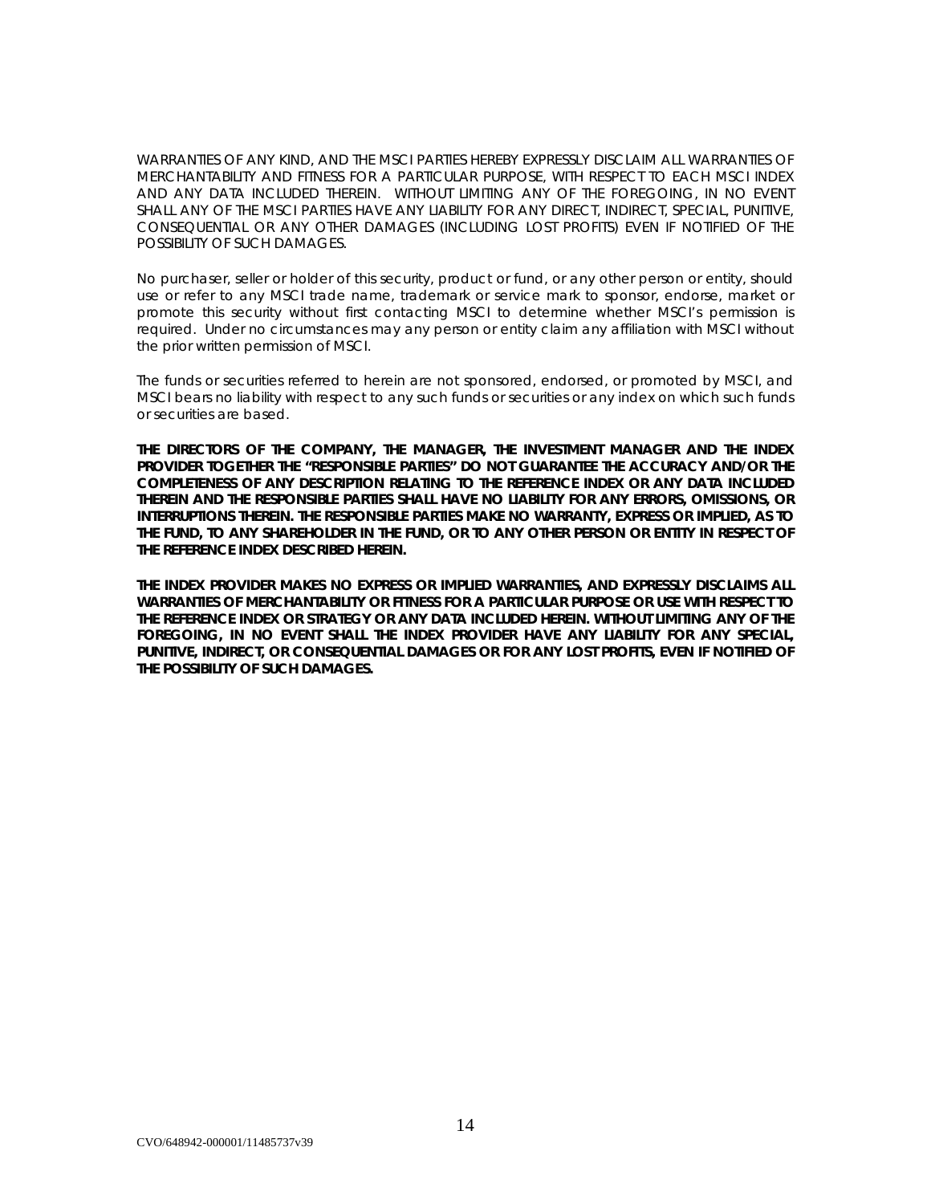WARRANTIES OF ANY KIND, AND THE MSCI PARTIES HEREBY EXPRESSLY DISCLAIM ALL WARRANTIES OF MERCHANTABILITY AND FITNESS FOR A PARTICULAR PURPOSE, WITH RESPECT TO EACH MSCI INDEX AND ANY DATA INCLUDED THEREIN. WITHOUT LIMITING ANY OF THE FOREGOING, IN NO EVENT SHALL ANY OF THE MSCI PARTIES HAVE ANY LIABILITY FOR ANY DIRECT, INDIRECT, SPECIAL, PUNITIVE, CONSEQUENTIAL OR ANY OTHER DAMAGES (INCLUDING LOST PROFITS) EVEN IF NOTIFIED OF THE POSSIBILITY OF SUCH DAMAGES.

No purchaser, seller or holder of this security, product or fund, or any other person or entity, should use or refer to any MSCI trade name, trademark or service mark to sponsor, endorse, market or promote this security without first contacting MSCI to determine whether MSCI's permission is required. Under no circumstances may any person or entity claim any affiliation with MSCI without the prior written permission of MSCI.

The funds or securities referred to herein are not sponsored, endorsed, or promoted by MSCI, and MSCI bears no liability with respect to any such funds or securities or any index on which such funds or securities are based.

**THE DIRECTORS OF THE COMPANY, THE MANAGER, THE INVESTMENT MANAGER AND THE INDEX PROVIDER TOGETHER THE "RESPONSIBLE PARTIES" DO NOT GUARANTEE THE ACCURACY AND/OR THE COMPLETENESS OF ANY DESCRIPTION RELATING TO THE REFERENCE INDEX OR ANY DATA INCLUDED THEREIN AND THE RESPONSIBLE PARTIES SHALL HAVE NO LIABILITY FOR ANY ERRORS, OMISSIONS, OR INTERRUPTIONS THEREIN. THE RESPONSIBLE PARTIES MAKE NO WARRANTY, EXPRESS OR IMPLIED, AS TO THE FUND, TO ANY SHAREHOLDER IN THE FUND, OR TO ANY OTHER PERSON OR ENTITY IN RESPECT OF THE REFERENCE INDEX DESCRIBED HEREIN.**

**THE INDEX PROVIDER MAKES NO EXPRESS OR IMPLIED WARRANTIES, AND EXPRESSLY DISCLAIMS ALL WARRANTIES OF MERCHANTABILITY OR FITNESS FOR A PARTICULAR PURPOSE OR USE WITH RESPECT TO THE REFERENCE INDEX OR STRATEGY OR ANY DATA INCLUDED HEREIN. WITHOUT LIMITING ANY OF THE FOREGOING, IN NO EVENT SHALL THE INDEX PROVIDER HAVE ANY LIABILITY FOR ANY SPECIAL, PUNITIVE, INDIRECT, OR CONSEQUENTIAL DAMAGES OR FOR ANY LOST PROFITS, EVEN IF NOTIFIED OF THE POSSIBILITY OF SUCH DAMAGES.**

CVO/648942-000001/11485737v39